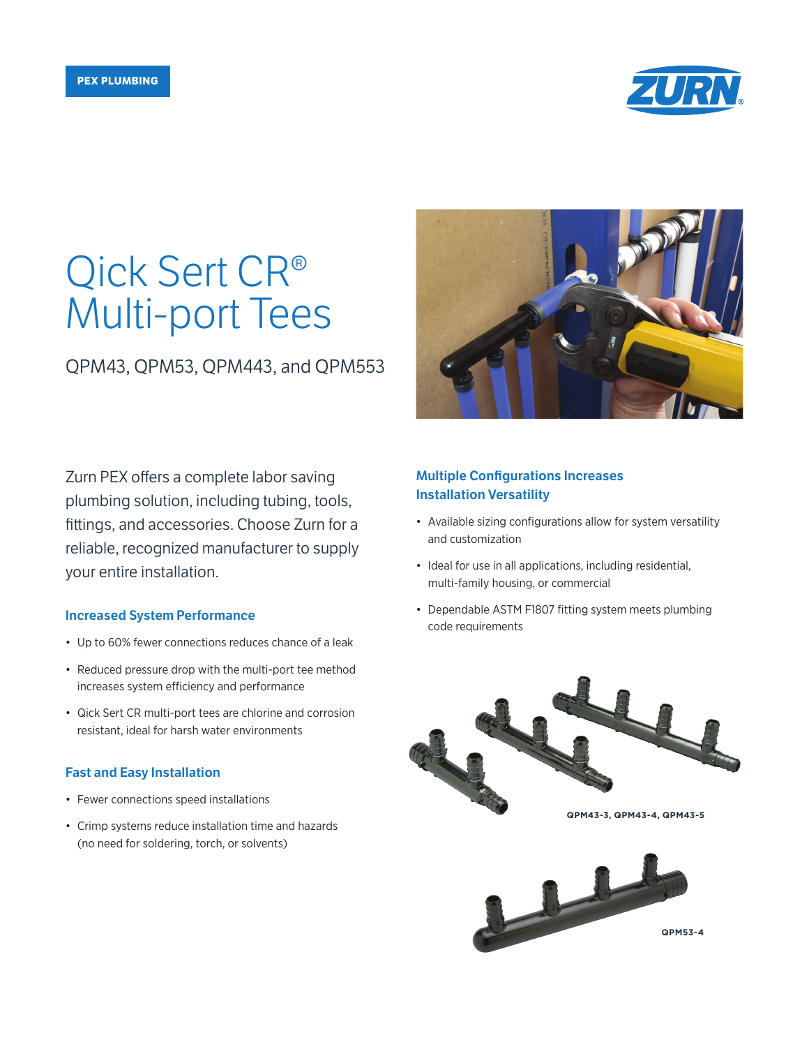PEX PLUMBING

# Qick Sert CR® Multi-port Tees

QPM43, QPM53, QPM443, and QPM553

Zurn PEX offers a complete labor saving plumbing solution, including tubing, tools, fittings, and accessories. Choose Zurn for a reliable, recognized manufacturer to supply your entire installation.

### Increased System Performance

- Up to 60% fewer connections reduces chance of a leak
- Reduced pressure drop with the multi-port tee method increases system efficiency and performance
- Qick Sert CR multi-port tees are chlorine and corrosion resistant, ideal for harsh water environments

### Fast and Easy Installation

- Fewer connections speed installations
- Crimp systems reduce installation time and hazards (no need for soldering, torch, or solvents)

### Multiple Configurations Increases Installation Versatility

- Available sizing configurations allow for system versatility and customization
- Ideal for use in all applications, including residential, multi-family housing, or commercial
- Dependable ASTM F1807 fitting system meets plumbing code requirements

**QPM43-3, QPM43-4, QPM43-5**

**QPM53-4**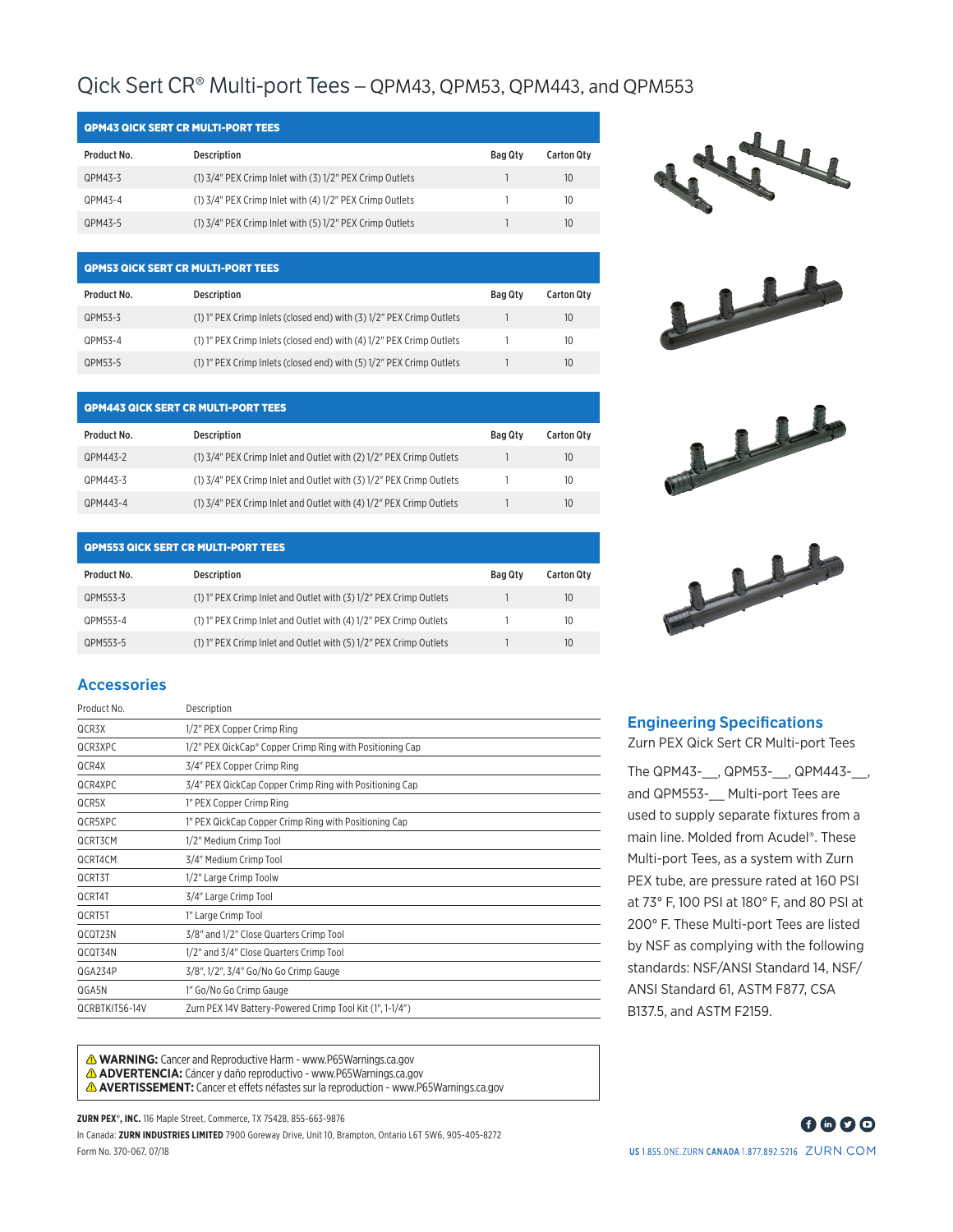# Qick Sert CR® Multi-port Tees – QPM43, QPM53, QPM443, and QPM553

## QPM43 QICK SERT CR MULTI-PORT TEES

| Product No. | Description | Bag Qty | Carton Qty |
|---|---|---|---|
| QPM43-3 | (1) 3/4" PEX Crimp Inlet with (3) 1/2" PEX Crimp Outlets | 1 | 10 |
| QPM43-4 | (1) 3/4" PEX Crimp Inlet with (4) 1/2" PEX Crimp Outlets | 1 | 10 |
| QPM43-5 | (1) 3/4" PEX Crimp Inlet with (5) 1/2" PEX Crimp Outlets | 1 | 10 |

## QPM53 QICK SERT CR MULTI-PORT TEES

| Product No. | Description | Bag Qty | Carton Qty |
|---|---|---|---|
| QPM53-3 | (1) 1" PEX Crimp Inlets (closed end) with (3) 1/2" PEX Crimp Outlets | 1 | 10 |
| QPM53-4 | (1) 1" PEX Crimp Inlets (closed end) with (4) 1/2" PEX Crimp Outlets | 1 | 10 |
| QPM53-5 | (1) 1" PEX Crimp Inlets (closed end) with (5) 1/2" PEX Crimp Outlets | 1 | 10 |

## QPM443 QICK SERT CR MULTI-PORT TEES

| Product No. | Description | Bag Qty | Carton Qty |
|---|---|---|---|
| QPM443-2 | (1) 3/4" PEX Crimp Inlet and Outlet with (2) 1/2" PEX Crimp Outlets | 1 | 10 |
| QPM443-3 | (1) 3/4" PEX Crimp Inlet and Outlet with (3) 1/2" PEX Crimp Outlets | 1 | 10 |
| QPM443-4 | (1) 3/4" PEX Crimp Inlet and Outlet with (4) 1/2" PEX Crimp Outlets | 1 | 10 |

## QPM553 QICK SERT CR MULTI-PORT TEES

| Product No. | Description | Bag Qty | Carton Qty |
|---|---|---|---|
| QPM553-3 | (1) 1" PEX Crimp Inlet and Outlet with (3) 1/2" PEX Crimp Outlets | 1 | 10 |
| QPM553-4 | (1) 1" PEX Crimp Inlet and Outlet with (4) 1/2" PEX Crimp Outlets | 1 | 10 |
| QPM553-5 | (1) 1" PEX Crimp Inlet and Outlet with (5) 1/2" PEX Crimp Outlets | 1 | 10 |

## Accessories

| Product No. | Description |
|---|---|
| QCR3X | 1/2" PEX Copper Crimp Ring |
| QCR3XPC | 1/2" PEX QickCap® Copper Crimp Ring with Positioning Cap |
| QCR4X | 3/4" PEX Copper Crimp Ring |
| QCR4XPC | 3/4" PEX QickCap Copper Crimp Ring with Positioning Cap |
| QCR5X | 1" PEX Copper Crimp Ring |
| QCR5XPC | 1" PEX QickCap Copper Crimp Ring with Positioning Cap |
| QCRT3CM | 1/2" Medium Crimp Tool |
| QCRT4CM | 3/4" Medium Crimp Tool |
| QCRT3T | 1/2" Large Crimp Toolw |
| QCRT4T | 3/4" Large Crimp Tool |
| QCRT5T | 1" Large Crimp Tool |
| QCQT23N | 3/8" and 1/2" Close Quarters Crimp Tool |
| QCQT34N | 1/2" and 3/4" Close Quarters Crimp Tool |
| QGA234P | 3/8", 1/2", 3/4" Go/No Go Crimp Gauge |
| QGA5N | 1" Go/No Go Crimp Gauge |
| QCRBTKIT56-14V | Zurn PEX 14V Battery-Powered Crimp Tool Kit (1", 1-1/4") |

## Engineering Specifications

Zurn PEX Qick Sert CR Multi-port Tees

The QPM43-__, QPM53-__, QPM443-__, and QPM553-__ Multi-port Tees are used to supply separate fixtures from a main line. Molded from Acudel®. These Multi-port Tees, as a system with Zurn PEX tube, are pressure rated at 160 PSI at 73° F, 100 PSI at 180° F, and 80 PSI at 200° F. These Multi-port Tees are listed by NSF as complying with the following standards: NSF/ANSI Standard 14, NSF/ANSI Standard 61, ASTM F877, CSA B137.5, and ASTM F2159.

⚠ **WARNING:** Cancer and Reproductive Harm - www.P65Warnings.ca.gov
⚠ **ADVERTENCIA:** Cáncer y daño reproductivo - www.P65Warnings.ca.gov
⚠ **AVERTISSEMENT:** Cancer et effets néfastes sur la reproduction - www.P65Warnings.ca.gov

**ZURN PEX®, INC.** 116 Maple Street, Commerce, TX 75428, 855-663-9876
In Canada: **ZURN INDUSTRIES LIMITED** 7900 Goreway Drive, Unit 10, Brampton, Ontario L6T 5W6, 905-405-8272
Form No. 370-067, 07/18

**US** 1.855.ONE.ZURN **CANADA** 1.877.892.5216 ZURN.COM